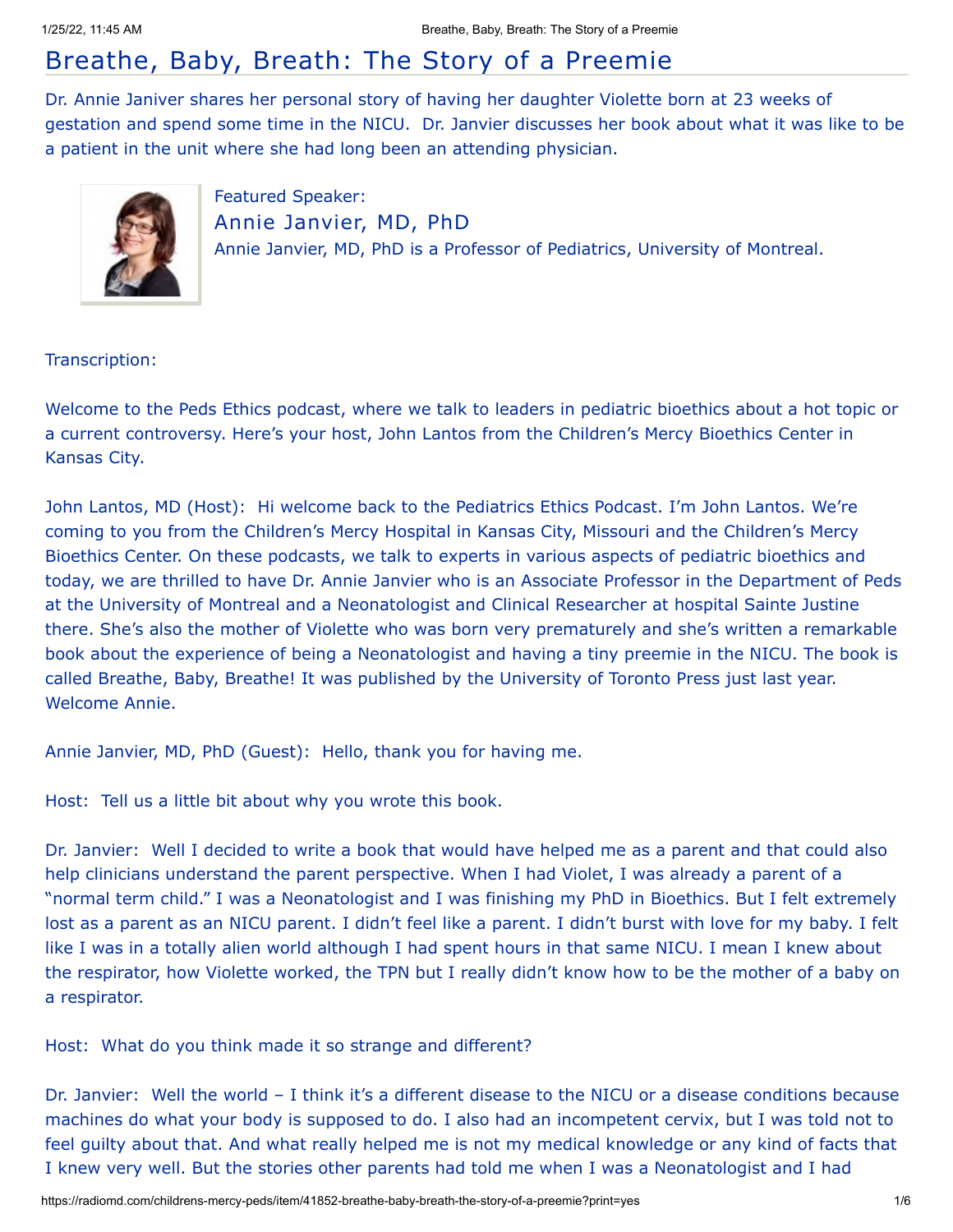# Breathe, Baby, Breath: The Story of a Preemie

Dr. Annie Janiver shares her personal story of having her daughter Violette born at 23 weeks of gestation and spend some time in the NICU. Dr. Janvier discusses her book about what it was like to be a patient in the unit where she had long been an attending physician.

Featured Speaker:

## Annie Janvier, MD, PhD

Annie Janvier, MD, PhD is a Professor of Pediatrics, University of Montreal.

Transcription:

Welcome to the Peds Ethics podcast, where we talk to leaders in pediatric bioethics about a hot topic or a current controversy. Here's your host, John Lantos from the Children's Mercy Bioethics Center in Kansas City.

John Lantos, MD (Host): Hi welcome back to the Pediatrics Ethics Podcast. I'm John Lantos. We're coming to you from the Children's Mercy Hospital in Kansas City, Missouri and the Children's Mercy Bioethics Center. On these podcasts, we talk to experts in various aspects of pediatric bioethics and today, we are thrilled to have Dr. Annie Janvier who is an Associate Professor in the Department of Peds at the University of Montreal and a Neonatologist and Clinical Researcher at hospital Sainte Justine there. She's also the mother of Violette who was born very prematurely and she's written a remarkable book about the experience of being a Neonatologist and having a tiny preemie in the NICU. The book is called Breathe, Baby, Breathe! It was published by the University of Toronto Press just last year. Welcome Annie.

Annie Janvier, MD, PhD (Guest): Hello, thank you for having me.

Host: Tell us a little bit about why you wrote this book.

Dr. Janvier: Well I decided to write a book that would have helped me as a parent and that could also help clinicians understand the parent perspective. When I had Violet, I was already a parent of a "normal term child." I was a Neonatologist and I was finishing my PhD in Bioethics. But I felt extremely lost as a parent as an NICU parent. I didn't feel like a parent. I didn't burst with love for my baby. I felt like I was in a totally alien world although I had spent hours in that same NICU. I mean I knew about the respirator, how Violette worked, the TPN but I really didn't know how to be the mother of a baby on a respirator.

Host: What do you think made it so strange and different?

Dr. Janvier: Well the world – I think it's a different disease to the NICU or a disease conditions because machines do what your body is supposed to do. I also had an incompetent cervix, but I was told not to feel guilty about that. And what really helped me is not my medical knowledge or any kind of facts that I knew very well. But the stories other parents had told me when I was a Neonatologist and I had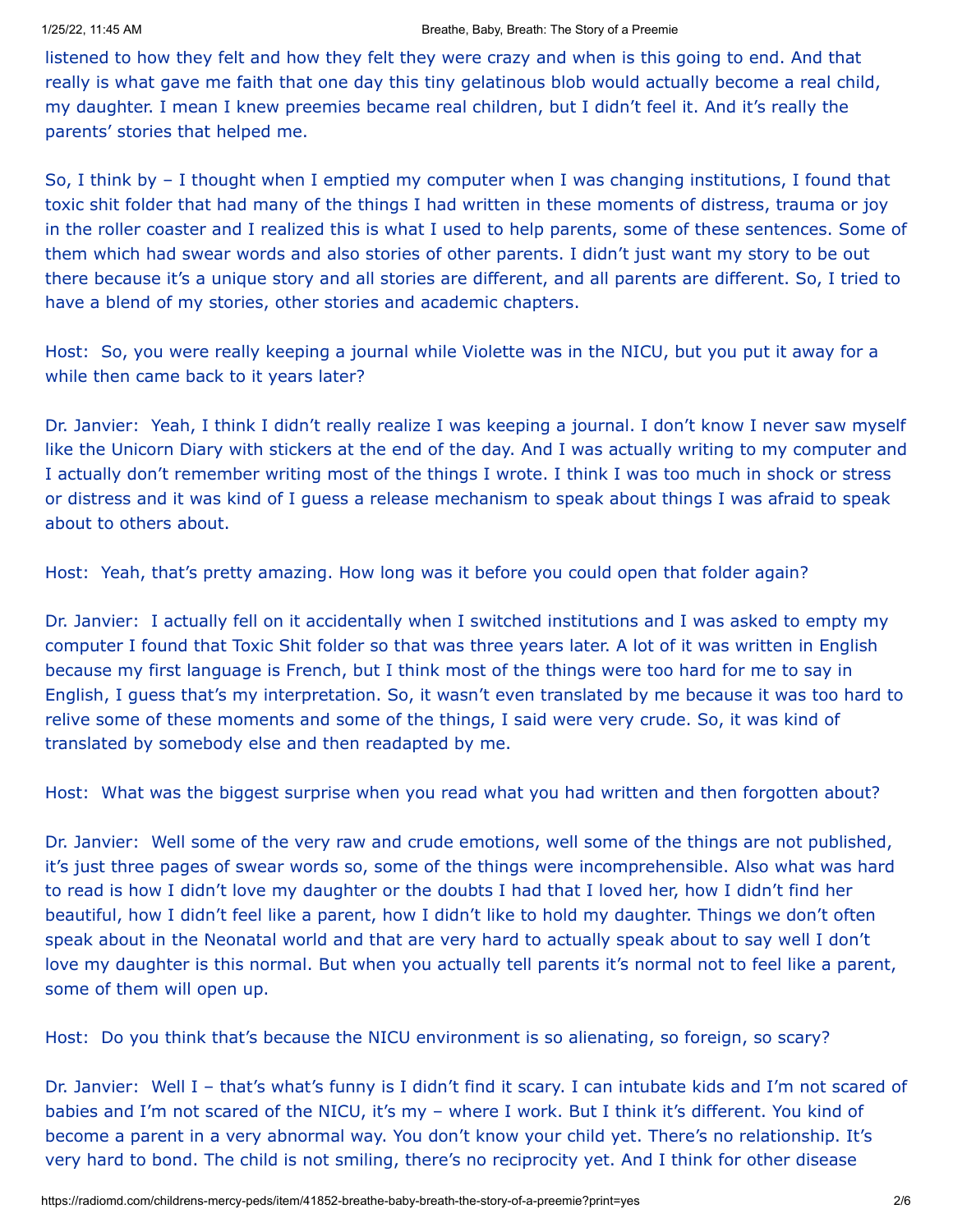listened to how they felt and how they felt they were crazy and when is this going to end. And that really is what gave me faith that one day this tiny gelatinous blob would actually become a real child, my daughter. I mean I knew preemies became real children, but I didn't feel it. And it's really the parents' stories that helped me.

So, I think by – I thought when I emptied my computer when I was changing institutions, I found that toxic shit folder that had many of the things I had written in these moments of distress, trauma or joy in the roller coaster and I realized this is what I used to help parents, some of these sentences. Some of them which had swear words and also stories of other parents. I didn't just want my story to be out there because it's a unique story and all stories are different, and all parents are different. So, I tried to have a blend of my stories, other stories and academic chapters.

Host: So, you were really keeping a journal while Violette was in the NICU, but you put it away for a while then came back to it years later?

Dr. Janvier: Yeah, I think I didn't really realize I was keeping a journal. I don't know I never saw myself like the Unicorn Diary with stickers at the end of the day. And I was actually writing to my computer and I actually don't remember writing most of the things I wrote. I think I was too much in shock or stress or distress and it was kind of I guess a release mechanism to speak about things I was afraid to speak about to others about.

Host: Yeah, that's pretty amazing. How long was it before you could open that folder again?

Dr. Janvier: I actually fell on it accidentally when I switched institutions and I was asked to empty my computer I found that Toxic Shit folder so that was three years later. A lot of it was written in English because my first language is French, but I think most of the things were too hard for me to say in English, I guess that's my interpretation. So, it wasn't even translated by me because it was too hard to relive some of these moments and some of the things, I said were very crude. So, it was kind of translated by somebody else and then readapted by me.

Host: What was the biggest surprise when you read what you had written and then forgotten about?

Dr. Janvier: Well some of the very raw and crude emotions, well some of the things are not published, it's just three pages of swear words so, some of the things were incomprehensible. Also what was hard to read is how I didn't love my daughter or the doubts I had that I loved her, how I didn't find her beautiful, how I didn't feel like a parent, how I didn't like to hold my daughter. Things we don't often speak about in the Neonatal world and that are very hard to actually speak about to say well I don't love my daughter is this normal. But when you actually tell parents it's normal not to feel like a parent, some of them will open up.

Host: Do you think that's because the NICU environment is so alienating, so foreign, so scary?

Dr. Janvier: Well I – that's what's funny is I didn't find it scary. I can intubate kids and I'm not scared of babies and I'm not scared of the NICU, it's my – where I work. But I think it's different. You kind of become a parent in a very abnormal way. You don't know your child yet. There's no relationship. It's very hard to bond. The child is not smiling, there's no reciprocity yet. And I think for other disease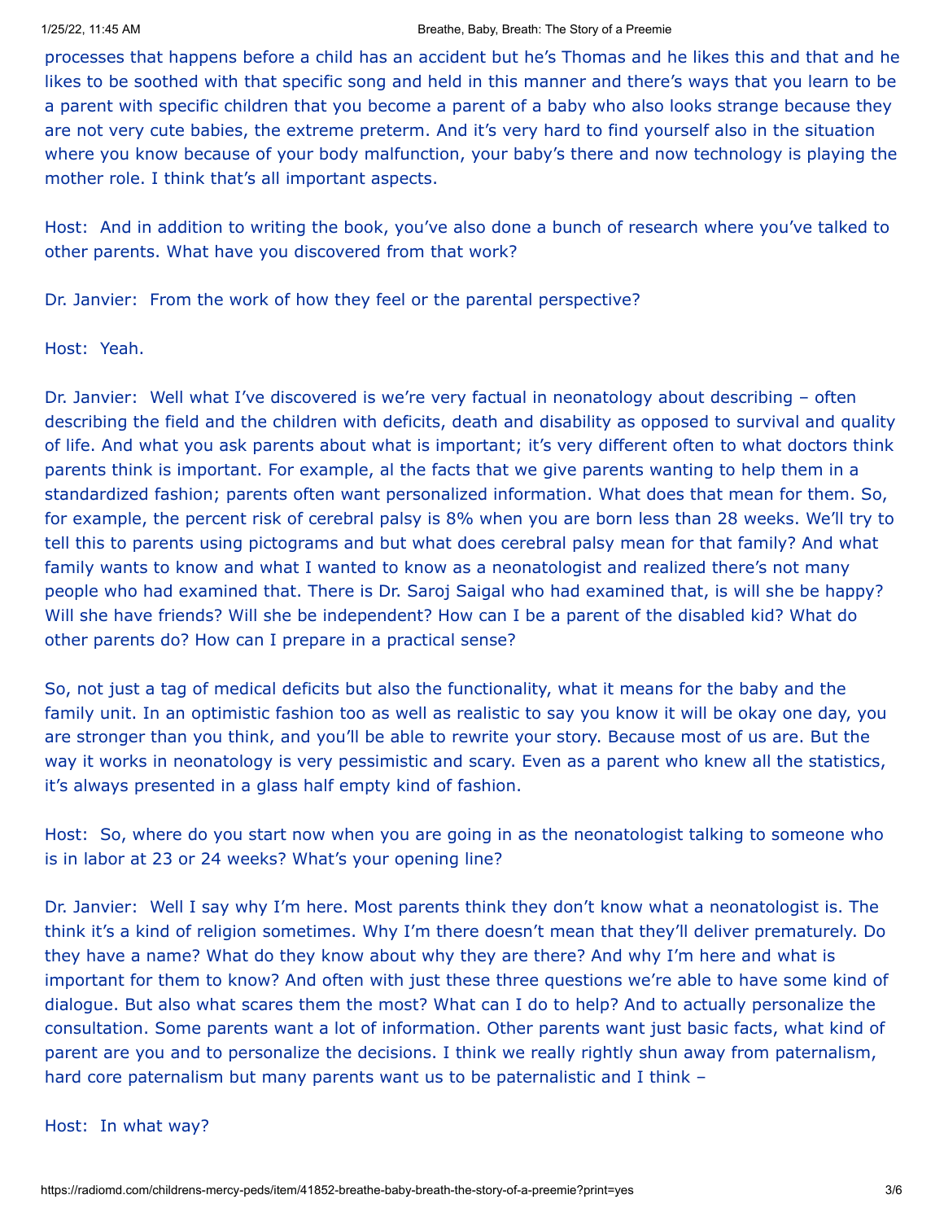processes that happens before a child has an accident but he's Thomas and he likes this and that and he likes to be soothed with that specific song and held in this manner and there's ways that you learn to be a parent with specific children that you become a parent of a baby who also looks strange because they are not very cute babies, the extreme preterm. And it's very hard to find yourself also in the situation where you know because of your body malfunction, your baby's there and now technology is playing the mother role. I think that's all important aspects.

Host: And in addition to writing the book, you've also done a bunch of research where you've talked to other parents. What have you discovered from that work?

Dr. Janvier: From the work of how they feel or the parental perspective?

Host: Yeah.

Dr. Janvier: Well what I've discovered is we're very factual in neonatology about describing – often describing the field and the children with deficits, death and disability as opposed to survival and quality of life. And what you ask parents about what is important; it's very different often to what doctors think parents think is important. For example, al the facts that we give parents wanting to help them in a standardized fashion; parents often want personalized information. What does that mean for them. So, for example, the percent risk of cerebral palsy is 8% when you are born less than 28 weeks. We'll try to tell this to parents using pictograms and but what does cerebral palsy mean for that family? And what family wants to know and what I wanted to know as a neonatologist and realized there's not many people who had examined that. There is Dr. Saroj Saigal who had examined that, is will she be happy? Will she have friends? Will she be independent? How can I be a parent of the disabled kid? What do other parents do? How can I prepare in a practical sense?

So, not just a tag of medical deficits but also the functionality, what it means for the baby and the family unit. In an optimistic fashion too as well as realistic to say you know it will be okay one day, you are stronger than you think, and you'll be able to rewrite your story. Because most of us are. But the way it works in neonatology is very pessimistic and scary. Even as a parent who knew all the statistics, it's always presented in a glass half empty kind of fashion.

Host: So, where do you start now when you are going in as the neonatologist talking to someone who is in labor at 23 or 24 weeks? What's your opening line?

Dr. Janvier: Well I say why I'm here. Most parents think they don't know what a neonatologist is. The think it's a kind of religion sometimes. Why I'm there doesn't mean that they'll deliver prematurely. Do they have a name? What do they know about why they are there? And why I'm here and what is important for them to know? And often with just these three questions we're able to have some kind of dialogue. But also what scares them the most? What can I do to help? And to actually personalize the consultation. Some parents want a lot of information. Other parents want just basic facts, what kind of parent are you and to personalize the decisions. I think we really rightly shun away from paternalism, hard core paternalism but many parents want us to be paternalistic and I think –

Host: In what way?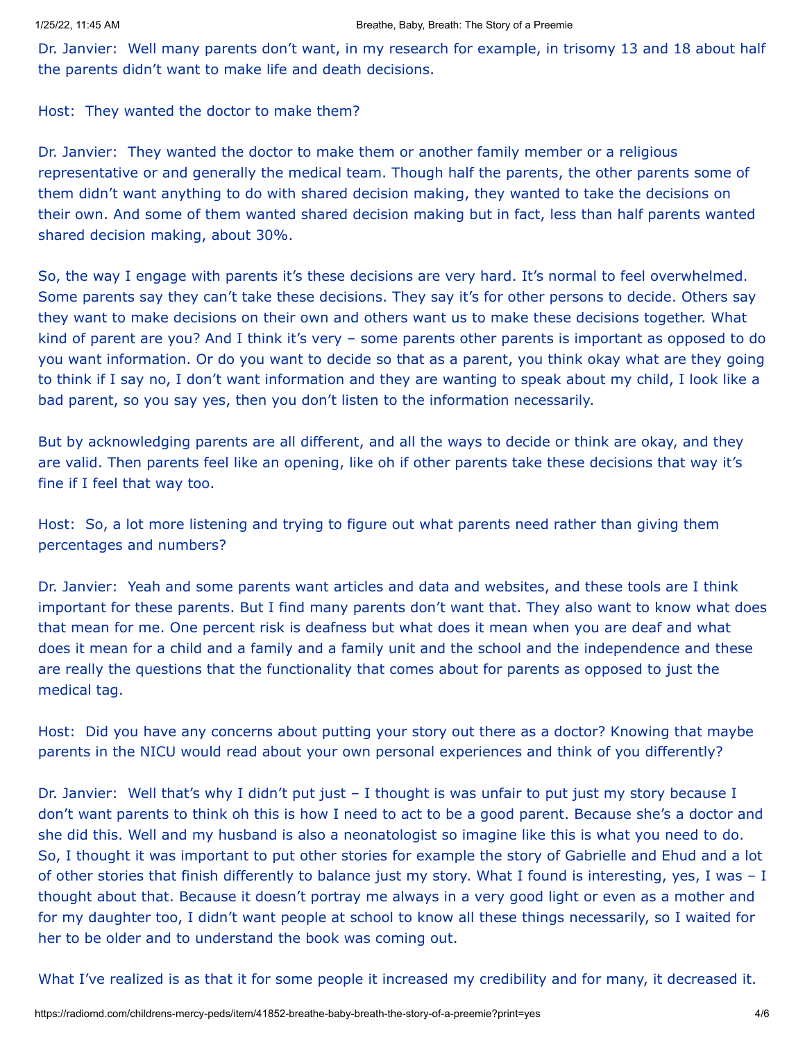Dr. Janvier: Well many parents don't want, in my research for example, in trisomy 13 and 18 about half the parents didn't want to make life and death decisions.

Host: They wanted the doctor to make them?

Dr. Janvier: They wanted the doctor to make them or another family member or a religious representative or and generally the medical team. Though half the parents, the other parents some of them didn't want anything to do with shared decision making, they wanted to take the decisions on their own. And some of them wanted shared decision making but in fact, less than half parents wanted shared decision making, about 30%.

So, the way I engage with parents it's these decisions are very hard. It's normal to feel overwhelmed. Some parents say they can't take these decisions. They say it's for other persons to decide. Others say they want to make decisions on their own and others want us to make these decisions together. What kind of parent are you? And I think it's very – some parents other parents is important as opposed to do you want information. Or do you want to decide so that as a parent, you think okay what are they going to think if I say no, I don't want information and they are wanting to speak about my child, I look like a bad parent, so you say yes, then you don't listen to the information necessarily.

But by acknowledging parents are all different, and all the ways to decide or think are okay, and they are valid. Then parents feel like an opening, like oh if other parents take these decisions that way it's fine if I feel that way too.

Host: So, a lot more listening and trying to figure out what parents need rather than giving them percentages and numbers?

Dr. Janvier: Yeah and some parents want articles and data and websites, and these tools are I think important for these parents. But I find many parents don't want that. They also want to know what does that mean for me. One percent risk is deafness but what does it mean when you are deaf and what does it mean for a child and a family and a family unit and the school and the independence and these are really the questions that the functionality that comes about for parents as opposed to just the medical tag.

Host: Did you have any concerns about putting your story out there as a doctor? Knowing that maybe parents in the NICU would read about your own personal experiences and think of you differently?

Dr. Janvier: Well that's why I didn't put just – I thought is was unfair to put just my story because I don't want parents to think oh this is how I need to act to be a good parent. Because she's a doctor and she did this. Well and my husband is also a neonatologist so imagine like this is what you need to do. So, I thought it was important to put other stories for example the story of Gabrielle and Ehud and a lot of other stories that finish differently to balance just my story. What I found is interesting, yes, I was – I thought about that. Because it doesn't portray me always in a very good light or even as a mother and for my daughter too, I didn't want people at school to know all these things necessarily, so I waited for her to be older and to understand the book was coming out.

What I've realized is as that it for some people it increased my credibility and for many, it decreased it.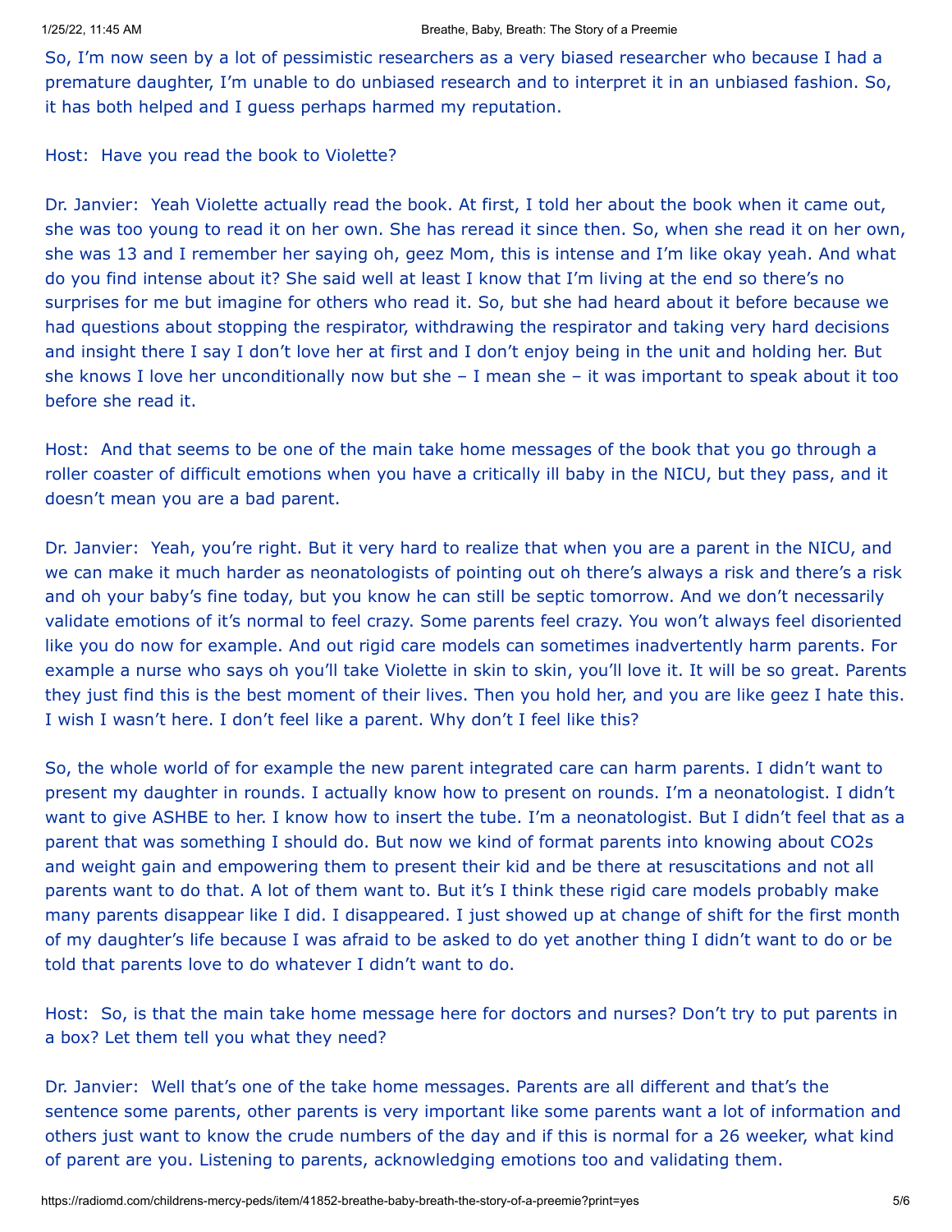So, I'm now seen by a lot of pessimistic researchers as a very biased researcher who because I had a premature daughter, I'm unable to do unbiased research and to interpret it in an unbiased fashion. So, it has both helped and I guess perhaps harmed my reputation.

Host: Have you read the book to Violette?

Dr. Janvier: Yeah Violette actually read the book. At first, I told her about the book when it came out, she was too young to read it on her own. She has reread it since then. So, when she read it on her own, she was 13 and I remember her saying oh, geez Mom, this is intense and I'm like okay yeah. And what do you find intense about it? She said well at least I know that I'm living at the end so there's no surprises for me but imagine for others who read it. So, but she had heard about it before because we had questions about stopping the respirator, withdrawing the respirator and taking very hard decisions and insight there I say I don't love her at first and I don't enjoy being in the unit and holding her. But she knows I love her unconditionally now but she – I mean she – it was important to speak about it too before she read it.

Host: And that seems to be one of the main take home messages of the book that you go through a roller coaster of difficult emotions when you have a critically ill baby in the NICU, but they pass, and it doesn't mean you are a bad parent.

Dr. Janvier: Yeah, you're right. But it very hard to realize that when you are a parent in the NICU, and we can make it much harder as neonatologists of pointing out oh there's always a risk and there's a risk and oh your baby's fine today, but you know he can still be septic tomorrow. And we don't necessarily validate emotions of it's normal to feel crazy. Some parents feel crazy. You won't always feel disoriented like you do now for example. And out rigid care models can sometimes inadvertently harm parents. For example a nurse who says oh you'll take Violette in skin to skin, you'll love it. It will be so great. Parents they just find this is the best moment of their lives. Then you hold her, and you are like geez I hate this. I wish I wasn't here. I don't feel like a parent. Why don't I feel like this?

So, the whole world of for example the new parent integrated care can harm parents. I didn't want to present my daughter in rounds. I actually know how to present on rounds. I'm a neonatologist. I didn't want to give ASHBE to her. I know how to insert the tube. I'm a neonatologist. But I didn't feel that as a parent that was something I should do. But now we kind of format parents into knowing about CO2s and weight gain and empowering them to present their kid and be there at resuscitations and not all parents want to do that. A lot of them want to. But it's I think these rigid care models probably make many parents disappear like I did. I disappeared. I just showed up at change of shift for the first month of my daughter's life because I was afraid to be asked to do yet another thing I didn't want to do or be told that parents love to do whatever I didn't want to do.

Host: So, is that the main take home message here for doctors and nurses? Don't try to put parents in a box? Let them tell you what they need?

Dr. Janvier: Well that's one of the take home messages. Parents are all different and that's the sentence some parents, other parents is very important like some parents want a lot of information and others just want to know the crude numbers of the day and if this is normal for a 26 weeker, what kind of parent are you. Listening to parents, acknowledging emotions too and validating them.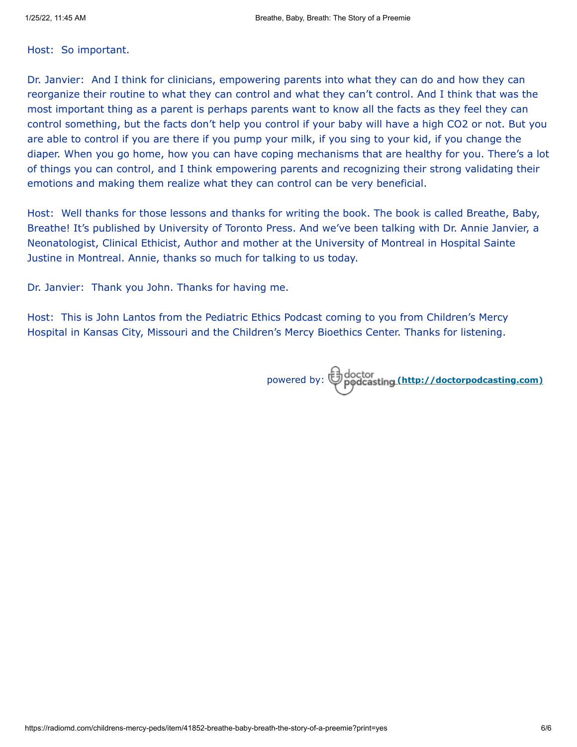Host: So important.

Dr. Janvier: And I think for clinicians, empowering parents into what they can do and how they can reorganize their routine to what they can control and what they can't control. And I think that was the most important thing as a parent is perhaps parents want to know all the facts as they feel they can control something, but the facts don't help you control if your baby will have a high $CO_2$ or not. But you are able to control if you are there if you pump your milk, if you sing to your kid, if you change the diaper. When you go home, how you can have coping mechanisms that are healthy for you. There's a lot of things you can control, and I think empowering parents and recognizing their strong validating their emotions and making them realize what they can control can be very beneficial.

Host: Well thanks for those lessons and thanks for writing the book. The book is called Breathe, Baby, Breathe! It's published by University of Toronto Press. And we've been talking with Dr. Annie Janvier, a Neonatologist, Clinical Ethicist, Author and mother at the University of Montreal in Hospital Sainte Justine in Montreal. Annie, thanks so much for talking to us today.

Dr. Janvier: Thank you John. Thanks for having me.

Host: This is John Lantos from the Pediatric Ethics Podcast coming to you from Children's Mercy Hospital in Kansas City, Missouri and the Children's Mercy Bioethics Center. Thanks for listening.

powered by: doctor podcasting **(http://doctorpodcasting.com)**